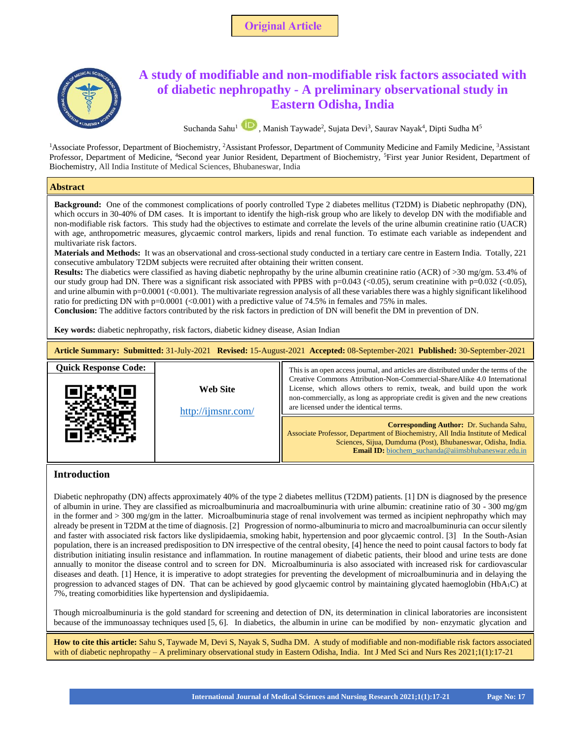Original Article

# A study of modifiable and non-modifiable risk factors associated with of diabetic nephropathy - A preliminary observational study in Eastern Odisha, India

Suchanda Sahu[1], Manish Taywade[2], Sujata Devi[3], Saurav Nayak[4], Dipti Sudha M[5]

[1]Associate Professor, Department of Biochemistry, [2]Assistant Professor, Department of Community Medicine and Family Medicine, [3]Assistant Professor, Department of Medicine, [4]Second year Junior Resident, Department of Biochemistry, [5]First year Junior Resident, Department of Biochemistry, All India Institute of Medical Sciences, Bhubaneswar, India

## Abstract

**Background:** One of the commonest complications of poorly controlled Type 2 diabetes mellitus (T2DM) is Diabetic nephropathy (DN), which occurs in 30-40% of DM cases. It is important to identify the high-risk group who are likely to develop DN with the modifiable and non-modifiable risk factors. This study had the objectives to estimate and correlate the levels of the urine albumin creatinine ratio (UACR) with age, anthropometric measures, glycaemic control markers, lipids and renal function. To estimate each variable as independent and multivariate risk factors.

**Materials and Methods:** It was an observational and cross-sectional study conducted in a tertiary care centre in Eastern India. Totally, 221 consecutive ambulatory T2DM subjects were recruited after obtaining their written consent.

**Results:** The diabetics were classified as having diabetic nephropathy by the urine albumin creatinine ratio (ACR) of >30 mg/gm. 53.4% of our study group had DN. There was a significant risk associated with PPBS with p=0.043 (<0.05), serum creatinine with p=0.032 (<0.05), and urine albumin with p=0.0001 (<0.001). The multivariate regression analysis of all these variables there was a highly significant likelihood ratio for predicting DN with p=0.0001 (<0.001) with a predictive value of 74.5% in females and 75% in males.

**Conclusion:** The additive factors contributed by the risk factors in prediction of DN will benefit the DM in prevention of DN.

**Key words:** diabetic nephropathy, risk factors, diabetic kidney disease, Asian Indian

**Article Summary:** **Submitted:** 31-July-2021 **Revised:** 15-August-2021 **Accepted:** 08-September-2021 **Published:** 30-September-2021

**Quick Response Code:**

**Web Site**

http://ijmsnr.com/

This is an open access journal, and articles are distributed under the terms of the Creative Commons Attribution-Non-Commercial-ShareAlike 4.0 International License, which allows others to remix, tweak, and build upon the work non-commercially, as long as appropriate credit is given and the new creations are licensed under the identical terms.

**Corresponding Author:** Dr. Suchanda Sahu, Associate Professor, Department of Biochemistry, All India Institute of Medical Sciences, Sijua, Dumduma (Post), Bhubaneswar, Odisha, India.
**Email ID:** biochem_suchanda@aiimsbhubaneswar.edu.in

## Introduction

Diabetic nephropathy (DN) affects approximately 40% of the type 2 diabetes mellitus (T2DM) patients. [1] DN is diagnosed by the presence of albumin in urine. They are classified as microalbuminuria and macroalbuminuria with urine albumin: creatinine ratio of 30 - 300 mg/gm in the former and > 300 mg/gm in the latter. Microalbuminuria stage of renal involvement was termed as incipient nephropathy which may already be present in T2DM at the time of diagnosis. [2] Progression of normo-albuminuria to micro and macroalbuminuria can occur silently and faster with associated risk factors like dyslipidaemia, smoking habit, hypertension and poor glycaemic control. [3] In the South-Asian population, there is an increased predisposition to DN irrespective of the central obesity, [4] hence the need to point causal factors to body fat distribution initiating insulin resistance and inflammation. In routine management of diabetic patients, their blood and urine tests are done annually to monitor the disease control and to screen for DN. Microalbuminuria is also associated with increased risk for cardiovascular diseases and death. [1] Hence, it is imperative to adopt strategies for preventing the development of microalbuminuria and in delaying the progression to advanced stages of DN. That can be achieved by good glycaemic control by maintaining glycated haemoglobin ($HbA_1C$) at 7%, treating comorbidities like hypertension and dyslipidaemia.

Though microalbuminuria is the gold standard for screening and detection of DN, its determination in clinical laboratories are inconsistent because of the immunoassay techniques used [5, 6]. In diabetics, the albumin in urine can be modified by non- enzymatic glycation and

**How to cite this article:** Sahu S, Taywade M, Devi S, Nayak S, Sudha DM. A study of modifiable and non-modifiable risk factors associated with of diabetic nephropathy – A preliminary observational study in Eastern Odisha, India. Int J Med Sci and Nurs Res 2021;1(1):17-21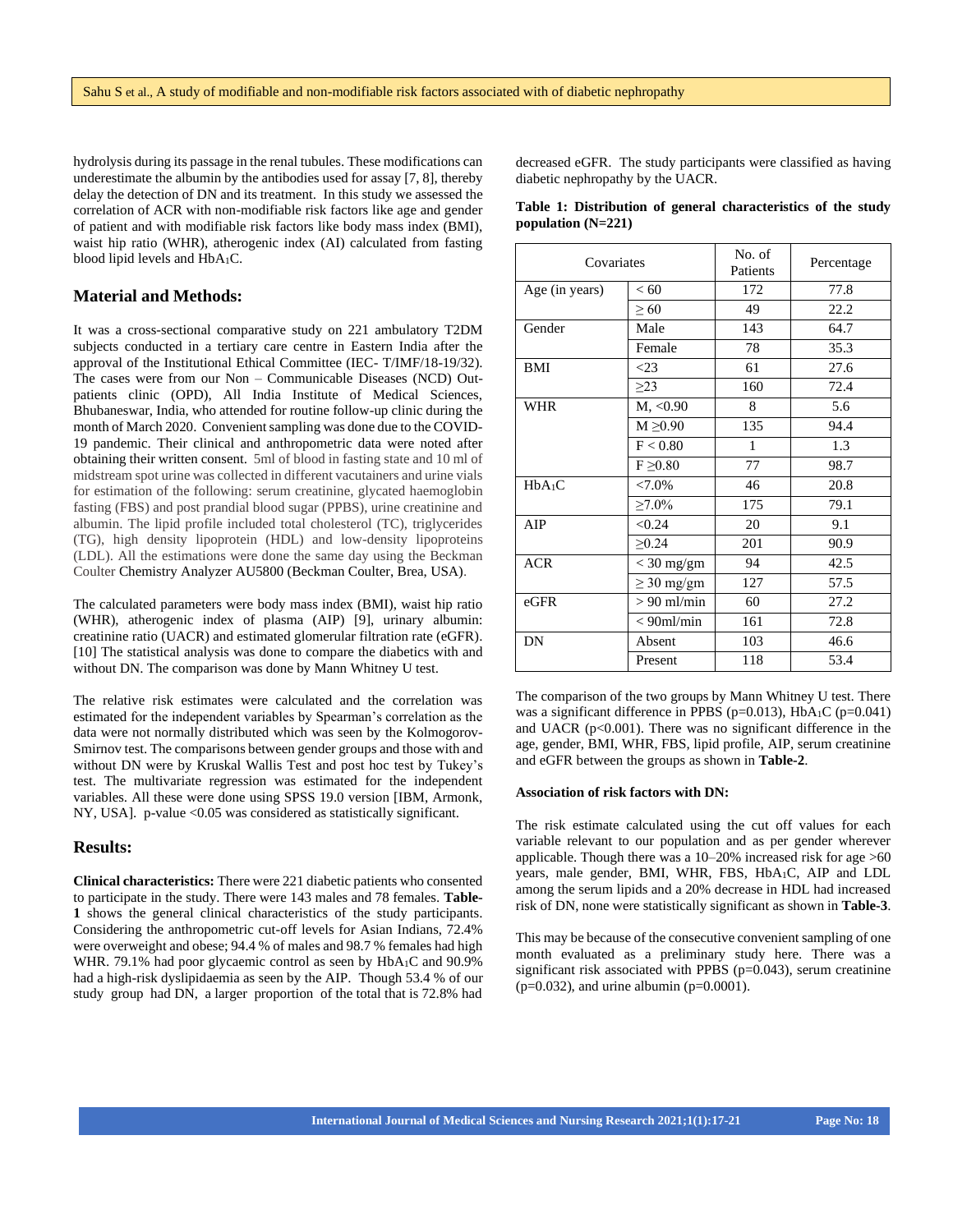hydrolysis during its passage in the renal tubules. These modifications can underestimate the albumin by the antibodies used for assay [7, 8], thereby delay the detection of DN and its treatment. In this study we assessed the correlation of ACR with non-modifiable risk factors like age and gender of patient and with modifiable risk factors like body mass index (BMI), waist hip ratio (WHR), atherogenic index (AI) calculated from fasting blood lipid levels and $HbA_1C$.

## Material and Methods:

It was a cross-sectional comparative study on 221 ambulatory T2DM subjects conducted in a tertiary care centre in Eastern India after the approval of the Institutional Ethical Committee (IEC- T/IMF/18-19/32). The cases were from our Non – Communicable Diseases (NCD) Out-patients clinic (OPD), All India Institute of Medical Sciences, Bhubaneswar, India, who attended for routine follow-up clinic during the month of March 2020. Convenient sampling was done due to the COVID-19 pandemic. Their clinical and anthropometric data were noted after obtaining their written consent. 5ml of blood in fasting state and 10 ml of midstream spot urine was collected in different vacutainers and urine vials for estimation of the following: serum creatinine, glycated haemoglobin fasting (FBS) and post prandial blood sugar (PPBS), urine creatinine and albumin. The lipid profile included total cholesterol (TC), triglycerides (TG), high density lipoprotein (HDL) and low-density lipoproteins (LDL). All the estimations were done the same day using the Beckman Coulter Chemistry Analyzer AU5800 (Beckman Coulter, Brea, USA).

The calculated parameters were body mass index (BMI), waist hip ratio (WHR), atherogenic index of plasma (AIP) [9], urinary albumin: creatinine ratio (UACR) and estimated glomerular filtration rate (eGFR). [10] The statistical analysis was done to compare the diabetics with and without DN. The comparison was done by Mann Whitney U test.

The relative risk estimates were calculated and the correlation was estimated for the independent variables by Spearman's correlation as the data were not normally distributed which was seen by the Kolmogorov-Smirnov test. The comparisons between gender groups and those with and without DN were by Kruskal Wallis Test and post hoc test by Tukey's test. The multivariate regression was estimated for the independent variables. All these were done using SPSS 19.0 version [IBM, Armonk, NY, USA]. p-value <0.05 was considered as statistically significant.

## Results:

**Clinical characteristics:** There were 221 diabetic patients who consented to participate in the study. There were 143 males and 78 females. **Table-1** shows the general clinical characteristics of the study participants. Considering the anthropometric cut-off levels for Asian Indians, 72.4% were overweight and obese; 94.4 % of males and 98.7 % females had high WHR. 79.1% had poor glycaemic control as seen by $HbA_1C$ and 90.9% had a high-risk dyslipidaemia as seen by the AIP. Though 53.4 % of our study group had DN, a larger proportion of the total that is 72.8% had decreased eGFR. The study participants were classified as having diabetic nephropathy by the UACR.

**Table 1: Distribution of general characteristics of the study population (N=221)**

| Covariates | | No. of Patients | Percentage |
|---|---|---|---|
| Age (in years) | < 60 | 172 | 77.8 |
| | ≥ 60 | 49 | 22.2 |
| Gender | Male | 143 | 64.7 |
| | Female | 78 | 35.3 |
| BMI | <23 | 61 | 27.6 |
| | ≥23 | 160 | 72.4 |
| WHR | M, <0.90 | 8 | 5.6 |
| | M ≥0.90 | 135 | 94.4 |
| | F < 0.80 | 1 | 1.3 |
| | F ≥0.80 | 77 | 98.7 |
| $HbA_1C$ | <7.0% | 46 | 20.8 |
| | ≥7.0% | 175 | 79.1 |
| AIP | <0.24 | 20 | 9.1 |
| | ≥0.24 | 201 | 90.9 |
| ACR | < 30 mg/gm | 94 | 42.5 |
| | ≥ 30 mg/gm | 127 | 57.5 |
| eGFR | > 90 ml/min | 60 | 27.2 |
| | < 90ml/min | 161 | 72.8 |
| DN | Absent | 103 | 46.6 |
| | Present | 118 | 53.4 |

The comparison of the two groups by Mann Whitney U test. There was a significant difference in PPBS (p=0.013), $HbA_1C$ (p=0.041) and UACR (p<0.001). There was no significant difference in the age, gender, BMI, WHR, FBS, lipid profile, AIP, serum creatinine and eGFR between the groups as shown in **Table-2**.

**Association of risk factors with DN:**

The risk estimate calculated using the cut off values for each variable relevant to our population and as per gender wherever applicable. Though there was a 10–20% increased risk for age >60 years, male gender, BMI, WHR, FBS, $HbA_1C$, AIP and LDL among the serum lipids and a 20% decrease in HDL had increased risk of DN, none were statistically significant as shown in **Table-3**.

This may be because of the consecutive convenient sampling of one month evaluated as a preliminary study here. There was a significant risk associated with PPBS (p=0.043), serum creatinine (p=0.032), and urine albumin (p=0.0001).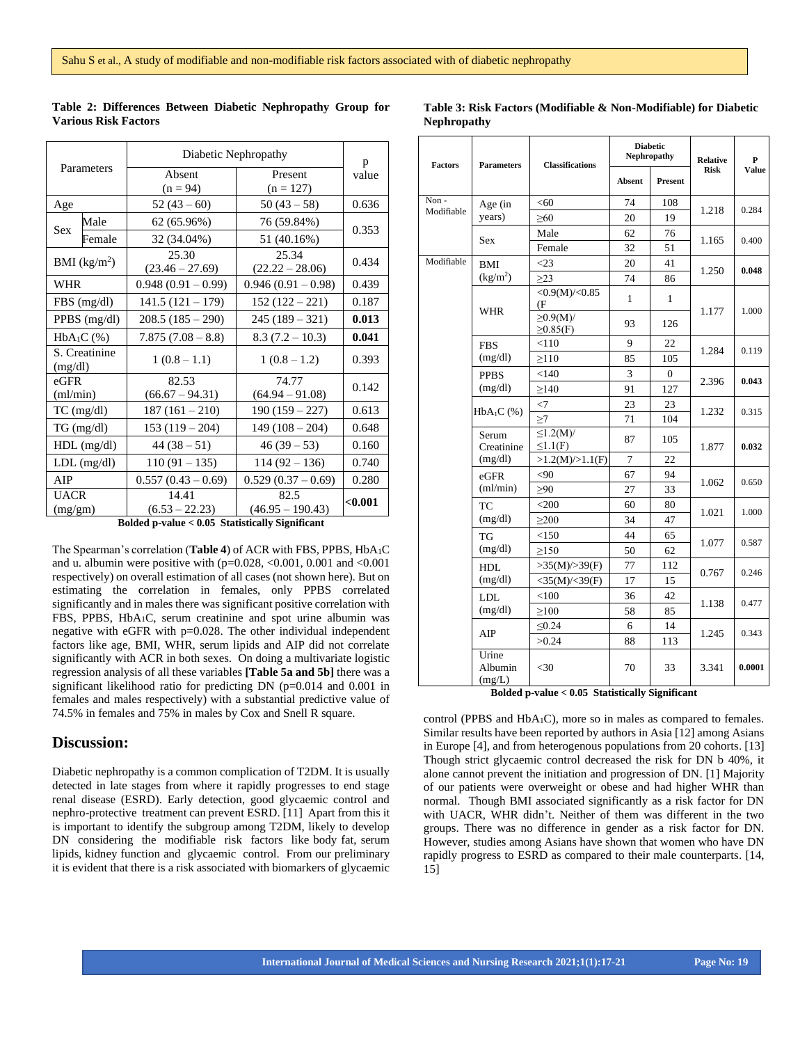**Table 2: Differences Between Diabetic Nephropathy Group for Various Risk Factors**

| Parameters | | Diabetic Nephropathy Absent (n = 94) | Diabetic Nephropathy Present (n = 127) | p value |
|---|---|---|---|---|
| Age | | 52 (43 – 60) | 50 (43 – 58) | 0.636 |
| Sex | Male | 62 (65.96%) | 76 (59.84%) | 0.353 |
| | Female | 32 (34.04%) | 51 (40.16%) | |
| BMI ($kg/m^2$) | | 25.30 (23.46 – 27.69) | 25.34 (22.22 – 28.06) | 0.434 |
| WHR | | 0.948 (0.91 – 0.99) | 0.946 (0.91 – 0.98) | 0.439 |
| FBS (mg/dl) | | 141.5 (121 – 179) | 152 (122 – 221) | 0.187 |
| PPBS (mg/dl) | | 208.5 (185 – 290) | 245 (189 – 321) | **0.013** |
| $HbA_1C$ (%) | | 7.875 (7.08 – 8.8) | 8.3 (7.2 – 10.3) | **0.041** |
| S. Creatinine (mg/dl) | | 1 (0.8 – 1.1) | 1 (0.8 – 1.2) | 0.393 |
| eGFR (ml/min) | | 82.53 (66.67 – 94.31) | 74.77 (64.94 – 91.08) | 0.142 |
| TC (mg/dl) | | 187 (161 – 210) | 190 (159 – 227) | 0.613 |
| TG (mg/dl) | | 153 (119 – 204) | 149 (108 – 204) | 0.648 |
| HDL (mg/dl) | | 44 (38 – 51) | 46 (39 – 53) | 0.160 |
| LDL (mg/dl) | | 110 (91 – 135) | 114 (92 – 136) | 0.740 |
| AIP | | 0.557 (0.43 – 0.69) | 0.529 (0.37 – 0.69) | 0.280 |
| UACR (mg/gm) | | 14.41 (6.53 – 22.23) | 82.5 (46.95 – 190.43) | **<0.001** |

**Bolded p-value < 0.05 Statistically Significant**

The Spearman's correlation (**Table 4**) of ACR with FBS, PPBS, $HbA_1C$ and u. albumin were positive with (p=0.028, <0.001, 0.001 and <0.001 respectively) on overall estimation of all cases (not shown here). But on estimating the correlation in females, only PPBS correlated significantly and in males there was significant positive correlation with FBS, PPBS, $HbA_1C$, serum creatinine and spot urine albumin was negative with eGFR with p=0.028. The other individual independent factors like age, BMI, WHR, serum lipids and AIP did not correlate significantly with ACR in both sexes. On doing a multivariate logistic regression analysis of all these variables **[Table 5a and 5b]** there was a significant likelihood ratio for predicting DN (p=0.014 and 0.001 in females and males respectively) with a substantial predictive value of 74.5% in females and 75% in males by Cox and Snell R square.

**Table 3: Risk Factors (Modifiable & Non-Modifiable) for Diabetic Nephropathy**

| Factors | Parameters | Classifications | Diabetic Nephropathy Absent | Diabetic Nephropathy Present | Relative Risk | P Value |
|---|---|---|---|---|---|---|
| Non - Modifiable | Age (in years) | <60 | 74 | 108 | 1.218 | 0.284 |
| | | ≥60 | 20 | 19 | | |
| | Sex | Male | 62 | 76 | 1.165 | 0.400 |
| | | Female | 32 | 51 | | |
| Modifiable | BMI ($kg/m^2$) | <23 | 20 | 41 | 1.250 | **0.048** |
| | | ≥23 | 74 | 86 | | |
| | WHR | <0.9(M)/<0.85 (F | 1 | 1 | 1.177 | 1.000 |
| | | ≥0.9(M)/ ≥0.85(F) | 93 | 126 | | |
| | FBS (mg/dl) | <110 | 9 | 22 | 1.284 | 0.119 |
| | | ≥110 | 85 | 105 | | |
| | PPBS (mg/dl) | <140 | 3 | 0 | 2.396 | **0.043** |
| | | ≥140 | 91 | 127 | | |
| | $HbA_1C$ (%) | <7 | 23 | 23 | 1.232 | 0.315 |
| | | ≥7 | 71 | 104 | | |
| | Serum Creatinine (mg/dl) | ≤1.2(M)/ ≤1.1(F) | 87 | 105 | 1.877 | **0.032** |
| | | >1.2(M)/>1.1(F) | 7 | 22 | | |
| | eGFR (ml/min) | <90 | 67 | 94 | 1.062 | 0.650 |
| | | ≥90 | 27 | 33 | | |
| | TC (mg/dl) | <200 | 60 | 80 | 1.021 | 1.000 |
| | | ≥200 | 34 | 47 | | |
| | TG (mg/dl) | <150 | 44 | 65 | 1.077 | 0.587 |
| | | ≥150 | 50 | 62 | | |
| | HDL (mg/dl) | >35(M)/>39(F) | 77 | 112 | 0.767 | 0.246 |
| | | <35(M)/<39(F) | 17 | 15 | | |
| | LDL (mg/dl) | <100 | 36 | 42 | 1.138 | 0.477 |
| | | ≥100 | 58 | 85 | | |
| | AIP | ≤0.24 | 6 | 14 | 1.245 | 0.343 |
| | | >0.24 | 88 | 113 | | |
| | Urine Albumin (mg/L) | <30 | 70 | 33 | 3.341 | **0.0001** |

**Bolded p-value < 0.05 Statistically Significant**

## Discussion:

Diabetic nephropathy is a common complication of T2DM. It is usually detected in late stages from where it rapidly progresses to end stage renal disease (ESRD). Early detection, good glycaemic control and nephro-protective treatment can prevent ESRD. [11] Apart from this it is important to identify the subgroup among T2DM, likely to develop DN considering the modifiable risk factors like body fat, serum lipids, kidney function and glycaemic control. From our preliminary it is evident that there is a risk associated with biomarkers of glycaemic control (PPBS and $HbA_1C$), more so in males as compared to females. Similar results have been reported by authors in Asia [12] among Asians in Europe [4], and from heterogenous populations from 20 cohorts. [13] Though strict glycaemic control decreased the risk for DN b 40%, it alone cannot prevent the initiation and progression of DN. [1] Majority of our patients were overweight or obese and had higher WHR than normal. Though BMI associated significantly as a risk factor for DN with UACR, WHR didn't. Neither of them was different in the two groups. There was no difference in gender as a risk factor for DN. However, studies among Asians have shown that women who have DN rapidly progress to ESRD as compared to their male counterparts. [14, 15]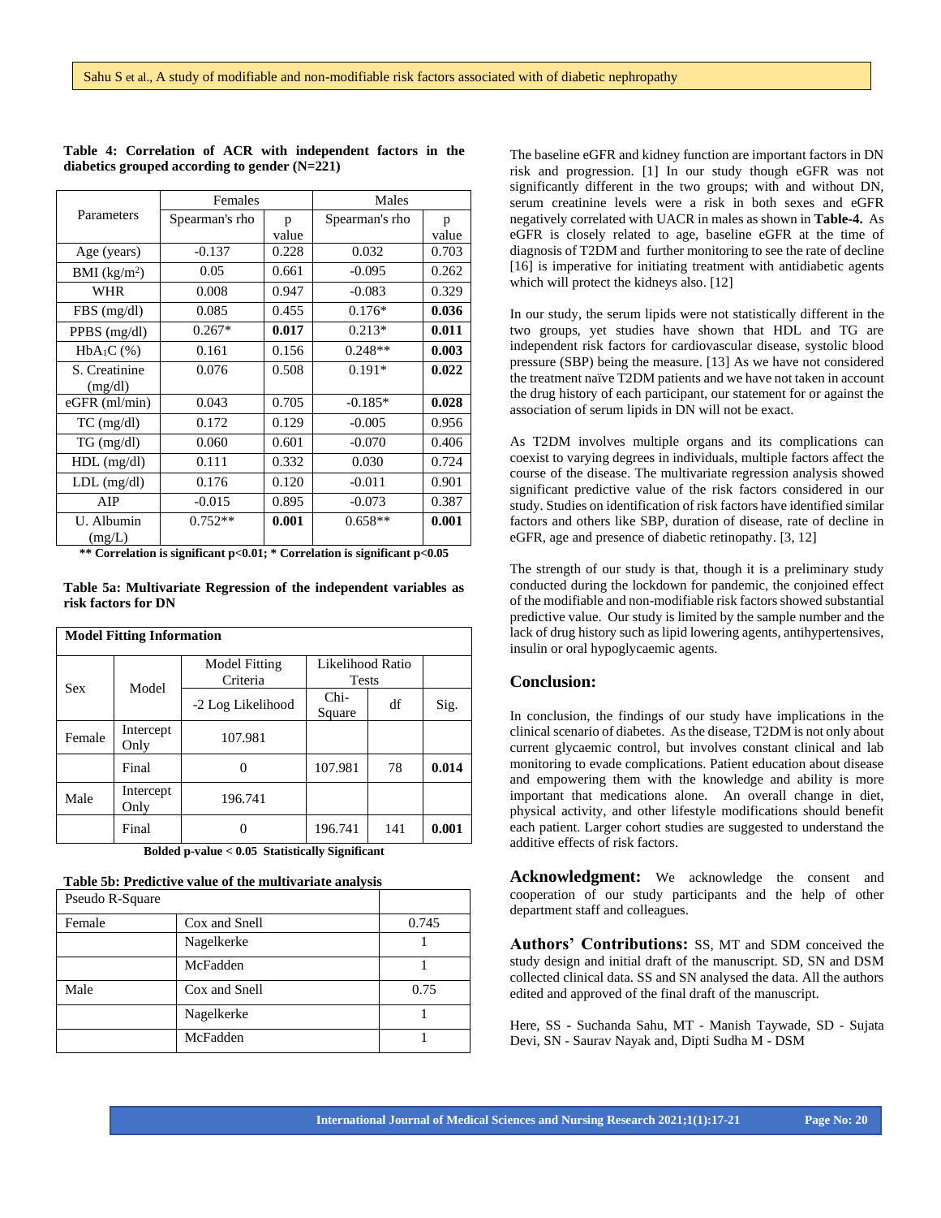**Table 4: Correlation of ACR with independent factors in the diabetics grouped according to gender (N=221)**

| Parameters | Females | | Males | |
|---|---|---|---|---|
| | Spearman's rho | p value | Spearman's rho | p value |
| Age (years) | -0.137 | 0.228 | 0.032 | 0.703 |
| BMI (kg/m$^2$) | 0.05 | 0.661 | -0.095 | 0.262 |
| WHR | 0.008 | 0.947 | -0.083 | 0.329 |
| FBS (mg/dl) | 0.085 | 0.455 | 0.176* | **0.036** |
| PPBS (mg/dl) | 0.267* | **0.017** | 0.213* | **0.011** |
| $HbA_1C$ (%) | 0.161 | 0.156 | 0.248** | **0.003** |
| S. Creatinine (mg/dl) | 0.076 | 0.508 | 0.191* | **0.022** |
| eGFR (ml/min) | 0.043 | 0.705 | -0.185* | **0.028** |
| TC (mg/dl) | 0.172 | 0.129 | -0.005 | 0.956 |
| TG (mg/dl) | 0.060 | 0.601 | -0.070 | 0.406 |
| HDL (mg/dl) | 0.111 | 0.332 | 0.030 | 0.724 |
| LDL (mg/dl) | 0.176 | 0.120 | -0.011 | 0.901 |
| AIP | -0.015 | 0.895 | -0.073 | 0.387 |
| U. Albumin (mg/L) | 0.752** | **0.001** | 0.658** | **0.001** |

**** Correlation is significant p<0.01; * Correlation is significant p<0.05**

**Table 5a: Multivariate Regression of the independent variables as risk factors for DN**

| **Model Fitting Information** | | | | | |
|---|---|---|---|---|---|
| Sex | Model | Model Fitting Criteria | Likelihood Ratio Tests | | |
| | | -2 Log Likelihood | Chi-Square | df | Sig. |
| Female | Intercept Only | 107.981 | | | |
| | Final | 0 | 107.981 | 78 | **0.014** |
| Male | Intercept Only | 196.741 | | | |
| | Final | 0 | 196.741 | 141 | **0.001** |

**Bolded p-value < 0.05 Statistically Significant**

**Table 5b: Predictive value of the multivariate analysis**

| Pseudo R-Square | | |
|---|---|---|
| Female | Cox and Snell | 0.745 |
| | Nagelkerke | 1 |
| | McFadden | 1 |
| Male | Cox and Snell | 0.75 |
| | Nagelkerke | 1 |
| | McFadden | 1 |

The baseline eGFR and kidney function are important factors in DN risk and progression. [1] In our study though eGFR was not significantly different in the two groups; with and without DN, serum creatinine levels were a risk in both sexes and eGFR negatively correlated with UACR in males as shown in **Table-4.** As eGFR is closely related to age, baseline eGFR at the time of diagnosis of T2DM and further monitoring to see the rate of decline [16] is imperative for initiating treatment with antidiabetic agents which will protect the kidneys also. [12]

In our study, the serum lipids were not statistically different in the two groups, yet studies have shown that HDL and TG are independent risk factors for cardiovascular disease, systolic blood pressure (SBP) being the measure. [13] As we have not considered the treatment naïve T2DM patients and we have not taken in account the drug history of each participant, our statement for or against the association of serum lipids in DN will not be exact.

As T2DM involves multiple organs and its complications can coexist to varying degrees in individuals, multiple factors affect the course of the disease. The multivariate regression analysis showed significant predictive value of the risk factors considered in our study. Studies on identification of risk factors have identified similar factors and others like SBP, duration of disease, rate of decline in eGFR, age and presence of diabetic retinopathy. [3, 12]

The strength of our study is that, though it is a preliminary study conducted during the lockdown for pandemic, the conjoined effect of the modifiable and non-modifiable risk factors showed substantial predictive value. Our study is limited by the sample number and the lack of drug history such as lipid lowering agents, antihypertensives, insulin or oral hypoglycaemic agents.

## Conclusion:

In conclusion, the findings of our study have implications in the clinical scenario of diabetes. As the disease, T2DM is not only about current glycaemic control, but involves constant clinical and lab monitoring to evade complications. Patient education about disease and empowering them with the knowledge and ability is more important that medications alone. An overall change in diet, physical activity, and other lifestyle modifications should benefit each patient. Larger cohort studies are suggested to understand the additive effects of risk factors.

**Acknowledgment:** We acknowledge the consent and cooperation of our study participants and the help of other department staff and colleagues.

**Authors' Contributions:** SS, MT and SDM conceived the study design and initial draft of the manuscript. SD, SN and DSM collected clinical data. SS and SN analysed the data. All the authors edited and approved of the final draft of the manuscript.

Here, SS - Suchanda Sahu, MT - Manish Taywade, SD - Sujata Devi, SN - Saurav Nayak and, Dipti Sudha M - DSM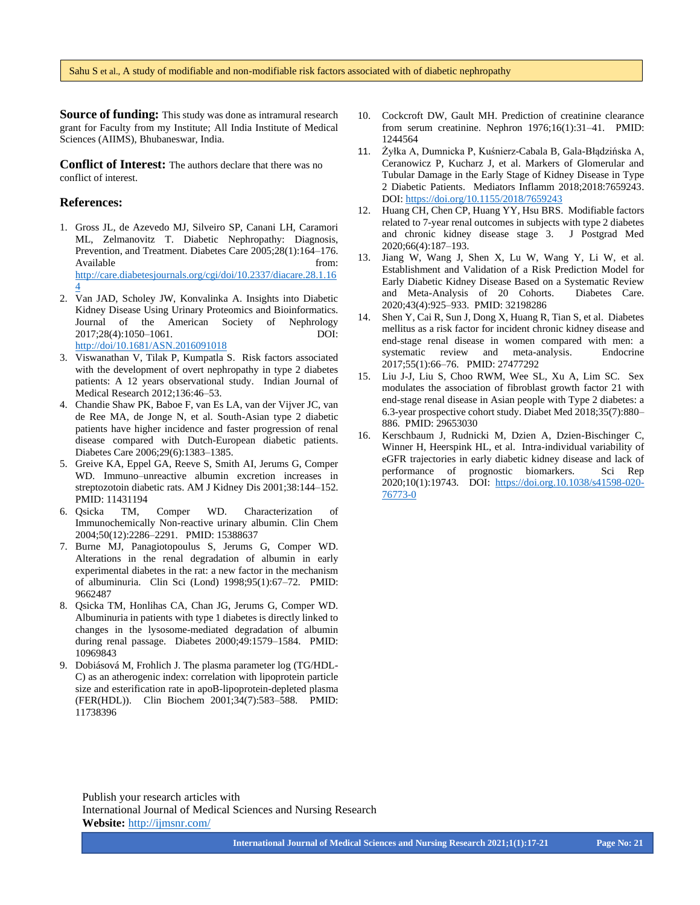**Source of funding:** This study was done as intramural research grant for Faculty from my Institute; All India Institute of Medical Sciences (AIIMS), Bhubaneswar, India.

**Conflict of Interest:** The authors declare that there was no conflict of interest.

## References:

1. Gross JL, de Azevedo MJ, Silveiro SP, Canani LH, Caramori ML, Zelmanovitz T. Diabetic Nephropathy: Diagnosis, Prevention, and Treatment. Diabetes Care 2005;28(1):164–176. Available from: http://care.diabetesjournals.org/cgi/doi/10.2337/diacare.28.1.164
2. Van JAD, Scholey JW, Konvalinka A. Insights into Diabetic Kidney Disease Using Urinary Proteomics and Bioinformatics. Journal of the American Society of Nephrology 2017;28(4):1050–1061. DOI: http://doi/10.1681/ASN.2016091018
3. Viswanathan V, Tilak P, Kumpatla S. Risk factors associated with the development of overt nephropathy in type 2 diabetes patients: A 12 years observational study. Indian Journal of Medical Research 2012;136:46–53.
4. Chandie Shaw PK, Baboe F, van Es LA, van der Vijver JC, van de Ree MA, de Jonge N, et al. South-Asian type 2 diabetic patients have higher incidence and faster progression of renal disease compared with Dutch-European diabetic patients. Diabetes Care 2006;29(6):1383–1385.
5. Greive KA, Eppel GA, Reeve S, Smith AI, Jerums G, Comper WD. Immuno–unreactive albumin excretion increases in streptozotoin diabetic rats. AM J Kidney Dis 2001;38:144–152. PMID: 11431194
6. Qsicka TM, Comper WD. Characterization of Immunochemically Non-reactive urinary albumin. Clin Chem 2004;50(12):2286–2291. PMID: 15388637
7. Burne MJ, Panagiotopoulus S, Jerums G, Comper WD. Alterations in the renal degradation of albumin in early experimental diabetes in the rat: a new factor in the mechanism of albuminuria. Clin Sci (Lond) 1998;95(1):67–72. PMID: 9662487
8. Qsicka TM, Honlihas CA, Chan JG, Jerums G, Comper WD. Albuminuria in patients with type 1 diabetes is directly linked to changes in the lysosome-mediated degradation of albumin during renal passage. Diabetes 2000;49:1579–1584. PMID: 10969843
9. Dobiásová M, Frohlich J. The plasma parameter log (TG/HDL-C) as an atherogenic index: correlation with lipoprotein particle size and esterification rate in apoB-lipoprotein-depleted plasma (FER(HDL)). Clin Biochem 2001;34(7):583–588. PMID: 11738396
10. Cockcroft DW, Gault MH. Prediction of creatinine clearance from serum creatinine. Nephron 1976;16(1):31–41. PMID: 1244564
11. Żyłka A, Dumnicka P, Kuśnierz-Cabala B, Gala-Błądzińska A, Ceranowicz P, Kucharz J, et al. Markers of Glomerular and Tubular Damage in the Early Stage of Kidney Disease in Type 2 Diabetic Patients. Mediators Inflamm 2018;2018:7659243. DOI: https://doi.org/10.1155/2018/7659243
12. Huang CH, Chen CP, Huang YY, Hsu BRS. Modifiable factors related to 7-year renal outcomes in subjects with type 2 diabetes and chronic kidney disease stage 3. J Postgrad Med 2020;66(4):187–193.
13. Jiang W, Wang J, Shen X, Lu W, Wang Y, Li W, et al. Establishment and Validation of a Risk Prediction Model for Early Diabetic Kidney Disease Based on a Systematic Review and Meta-Analysis of 20 Cohorts. Diabetes Care. 2020;43(4):925–933. PMID: 32198286
14. Shen Y, Cai R, Sun J, Dong X, Huang R, Tian S, et al. Diabetes mellitus as a risk factor for incident chronic kidney disease and end-stage renal disease in women compared with men: a systematic review and meta-analysis. Endocrine 2017;55(1):66–76. PMID: 27477292
15. Liu J-J, Liu S, Choo RWM, Wee SL, Xu A, Lim SC. Sex modulates the association of fibroblast growth factor 21 with end-stage renal disease in Asian people with Type 2 diabetes: a 6.3-year prospective cohort study. Diabet Med 2018;35(7):880–886. PMID: 29653030
16. Kerschbaum J, Rudnicki M, Dzien A, Dzien-Bischinger C, Winner H, Heerspink HL, et al. Intra-individual variability of eGFR trajectories in early diabetic kidney disease and lack of performance of prognostic biomarkers. Sci Rep 2020;10(1):19743. DOI: https://doi.org.10.1038/s41598-020-76773-0

Publish your research articles with
International Journal of Medical Sciences and Nursing Research
**Website:** http://ijmsnr.com/